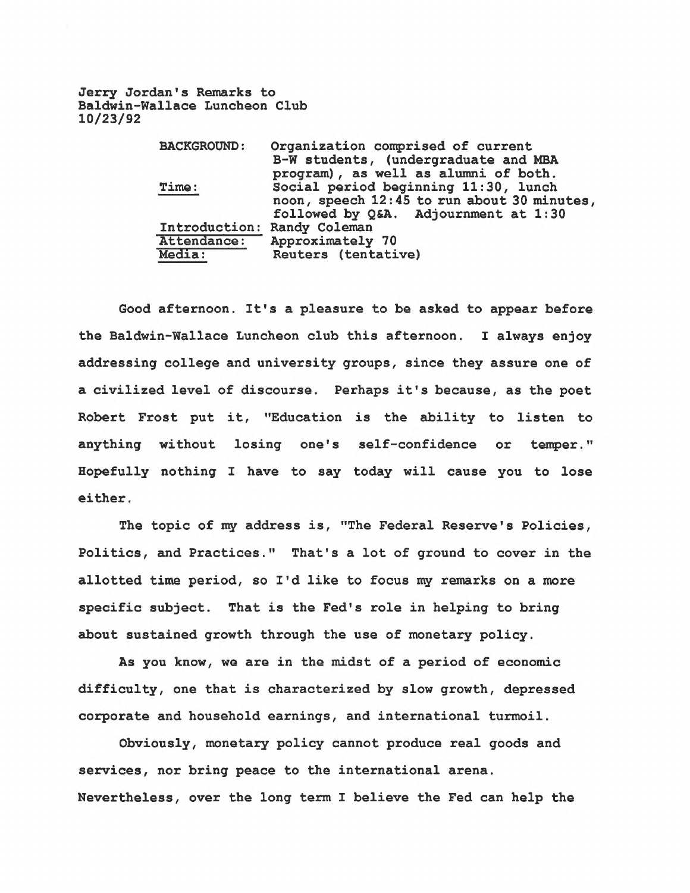**Jerry Jordan's Remarks to**
**Baldwin-Wallace Luncheon Club**
**10/23/92**

| | |
|---|---|
| BACKGROUND: | Organization comprised of current B-W students, (undergraduate and MBA program), as well as alumni of both. |
| Time: | Social period beginning 11:30, lunch noon, speech 12:45 to run about 30 minutes, followed by Q&A. Adjournment at 1:30 |
| Introduction: | Randy Coleman |
| Attendance: | Approximately 70 |
| Media: | Reuters (tentative) |

Good afternoon. It's a pleasure to be asked to appear before the Baldwin-Wallace Luncheon club this afternoon. I always enjoy addressing college and university groups, since they assure one of a civilized level of discourse. Perhaps it's because, as the poet Robert Frost put it, "Education is the ability to listen to anything without losing one's self-confidence or temper." Hopefully nothing I have to say today will cause you to lose either.

The topic of my address is, "The Federal Reserve's Policies, Politics, and Practices." That's a lot of ground to cover in the allotted time period, so I'd like to focus my remarks on a more specific subject. That is the Fed's role in helping to bring about sustained growth through the use of monetary policy.

As you know, we are in the midst of a period of economic difficulty, one that is characterized by slow growth, depressed corporate and household earnings, and international turmoil.

Obviously, monetary policy cannot produce real goods and services, nor bring peace to the international arena. Nevertheless, over the long term I believe the Fed can help the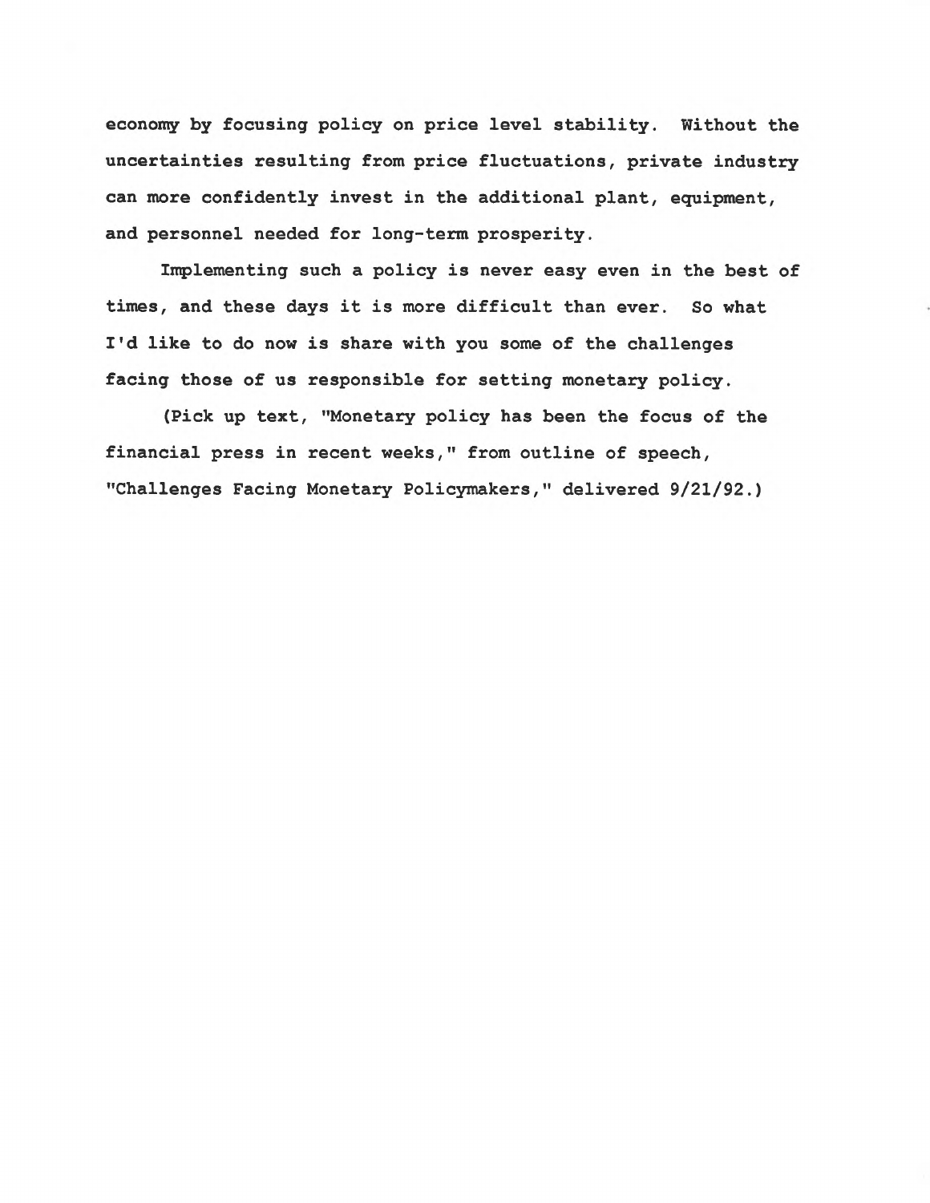economy by focusing policy on price level stability. Without the uncertainties resulting from price fluctuations, private industry can more confidently invest in the additional plant, equipment, and personnel needed for long-term prosperity.

Implementing such a policy is never easy even in the best of times, and these days it is more difficult than ever. So what I'd like to do now is share with you some of the challenges facing those of us responsible for setting monetary policy.

(Pick up text, "Monetary policy has been the focus of the financial press in recent weeks," from outline of speech, "Challenges Facing Monetary Policymakers," delivered 9/21/92.)